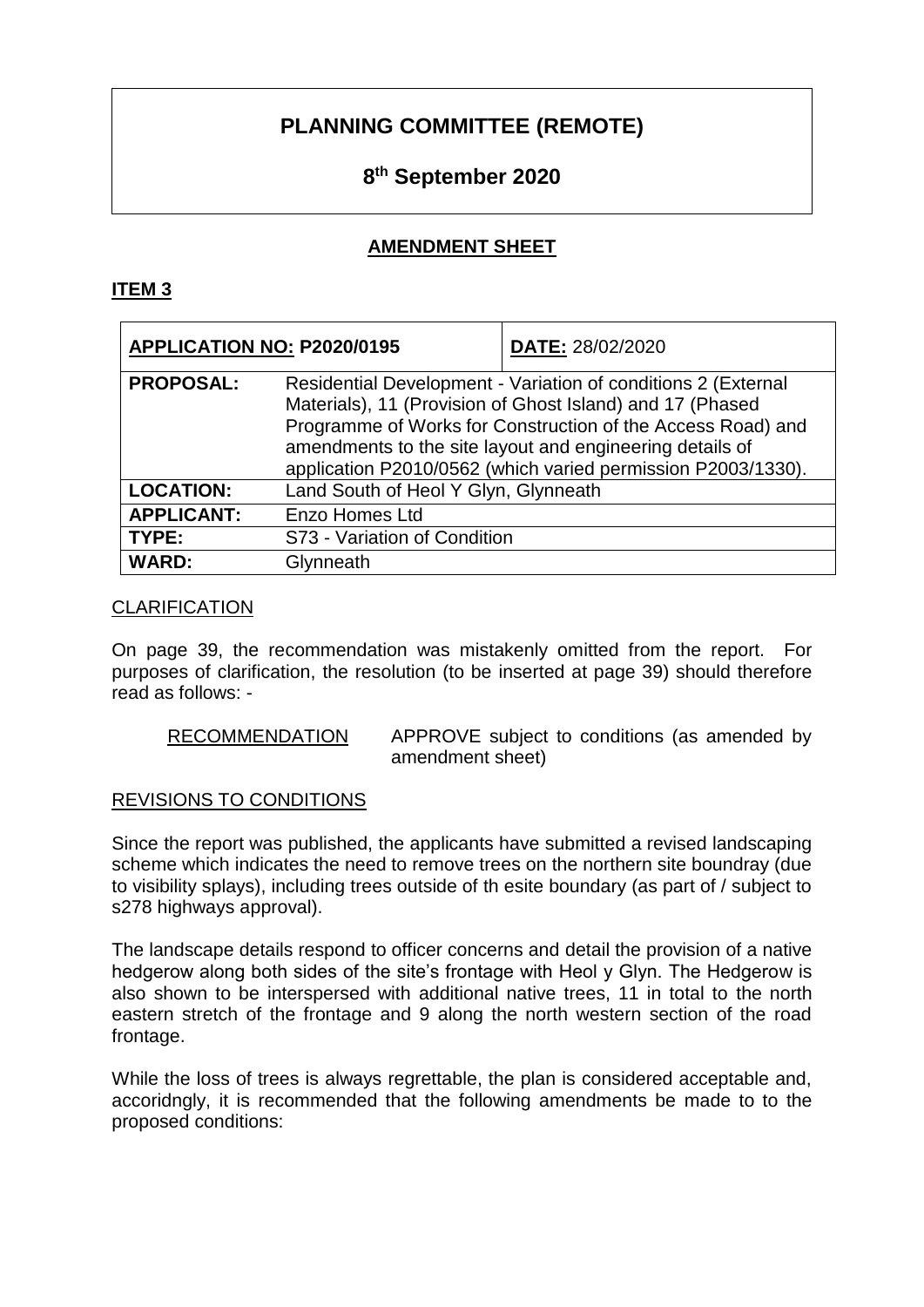# PLANNING COMMITTEE (REMOTE)

## 8th September 2020

### AMENDMENT SHEET

**ITEM 3**

| **APPLICATION NO:** P2020/0195 | | **DATE:** 28/02/2020 |
|---|---|---|
| **PROPOSAL:** | Residential Development - Variation of conditions 2 (External Materials), 11 (Provision of Ghost Island) and 17 (Phased Programme of Works for Construction of the Access Road) and amendments to the site layout and engineering details of application P2010/0562 (which varied permission P2003/1330). | |
| **LOCATION:** | Land South of Heol Y Glyn, Glynneath | |
| **APPLICANT:** | Enzo Homes Ltd | |
| **TYPE:** | S73 - Variation of Condition | |
| **WARD:** | Glynneath | |

CLARIFICATION

On page 39, the recommendation was mistakenly omitted from the report. For purposes of clarification, the resolution (to be inserted at page 39) should therefore read as follows: -

RECOMMENDATION APPROVE subject to conditions (as amended by amendment sheet)

REVISIONS TO CONDITIONS

Since the report was published, the applicants have submitted a revised landscaping scheme which indicates the need to remove trees on the northern site boundray (due to visibility splays), including trees outside of th esite boundary (as part of / subject to s278 highways approval).

The landscape details respond to officer concerns and detail the provision of a native hedgerow along both sides of the site's frontage with Heol y Glyn. The Hedgerow is also shown to be interspersed with additional native trees, 11 in total to the north eastern stretch of the frontage and 9 along the north western section of the road frontage.

While the loss of trees is always regrettable, the plan is considered acceptable and, accoridngly, it is recommended that the following amendments be made to to the proposed conditions: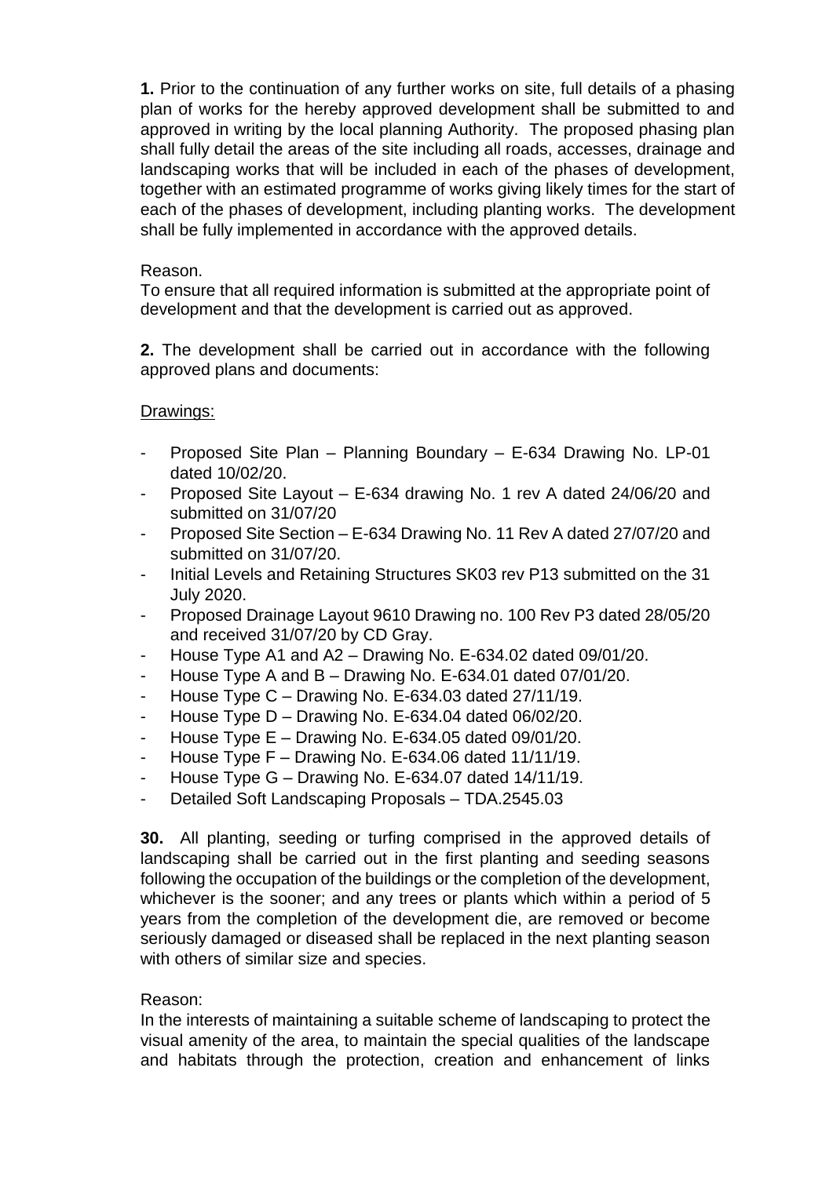**1.** Prior to the continuation of any further works on site, full details of a phasing plan of works for the hereby approved development shall be submitted to and approved in writing by the local planning Authority. The proposed phasing plan shall fully detail the areas of the site including all roads, accesses, drainage and landscaping works that will be included in each of the phases of development, together with an estimated programme of works giving likely times for the start of each of the phases of development, including planting works. The development shall be fully implemented in accordance with the approved details.

Reason.
To ensure that all required information is submitted at the appropriate point of development and that the development is carried out as approved.

**2.** The development shall be carried out in accordance with the following approved plans and documents:

Drawings:

- Proposed Site Plan – Planning Boundary – E-634 Drawing No. LP-01 dated 10/02/20.
- Proposed Site Layout – E-634 drawing No. 1 rev A dated 24/06/20 and submitted on 31/07/20
- Proposed Site Section – E-634 Drawing No. 11 Rev A dated 27/07/20 and submitted on 31/07/20.
- Initial Levels and Retaining Structures SK03 rev P13 submitted on the 31 July 2020.
- Proposed Drainage Layout 9610 Drawing no. 100 Rev P3 dated 28/05/20 and received 31/07/20 by CD Gray.
- House Type A1 and A2 – Drawing No. E-634.02 dated 09/01/20.
- House Type A and B – Drawing No. E-634.01 dated 07/01/20.
- House Type C – Drawing No. E-634.03 dated 27/11/19.
- House Type D – Drawing No. E-634.04 dated 06/02/20.
- House Type E – Drawing No. E-634.05 dated 09/01/20.
- House Type F – Drawing No. E-634.06 dated 11/11/19.
- House Type G – Drawing No. E-634.07 dated 14/11/19.
- Detailed Soft Landscaping Proposals – TDA.2545.03

**30.** All planting, seeding or turfing comprised in the approved details of landscaping shall be carried out in the first planting and seeding seasons following the occupation of the buildings or the completion of the development, whichever is the sooner; and any trees or plants which within a period of 5 years from the completion of the development die, are removed or become seriously damaged or diseased shall be replaced in the next planting season with others of similar size and species.

Reason:
In the interests of maintaining a suitable scheme of landscaping to protect the visual amenity of the area, to maintain the special qualities of the landscape and habitats through the protection, creation and enhancement of links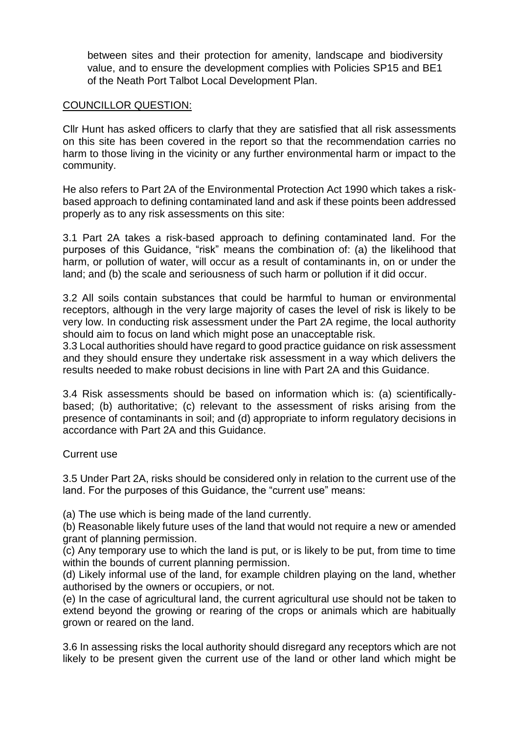between sites and their protection for amenity, landscape and biodiversity value, and to ensure the development complies with Policies SP15 and BE1 of the Neath Port Talbot Local Development Plan.

COUNCILLOR QUESTION:

Cllr Hunt has asked officers to clarfy that they are satisfied that all risk assessments on this site has been covered in the report so that the recommendation carries no harm to those living in the vicinity or any further environmental harm or impact to the community.

He also refers to Part 2A of the Environmental Protection Act 1990 which takes a risk-based approach to defining contaminated land and ask if these points been addressed properly as to any risk assessments on this site:

3.1 Part 2A takes a risk-based approach to defining contaminated land. For the purposes of this Guidance, "risk" means the combination of: (a) the likelihood that harm, or pollution of water, will occur as a result of contaminants in, on or under the land; and (b) the scale and seriousness of such harm or pollution if it did occur.

3.2 All soils contain substances that could be harmful to human or environmental receptors, although in the very large majority of cases the level of risk is likely to be very low. In conducting risk assessment under the Part 2A regime, the local authority should aim to focus on land which might pose an unacceptable risk.
3.3 Local authorities should have regard to good practice guidance on risk assessment and they should ensure they undertake risk assessment in a way which delivers the results needed to make robust decisions in line with Part 2A and this Guidance.

3.4 Risk assessments should be based on information which is: (a) scientifically-based; (b) authoritative; (c) relevant to the assessment of risks arising from the presence of contaminants in soil; and (d) appropriate to inform regulatory decisions in accordance with Part 2A and this Guidance.

Current use

3.5 Under Part 2A, risks should be considered only in relation to the current use of the land. For the purposes of this Guidance, the "current use" means:

(a) The use which is being made of the land currently.
(b) Reasonable likely future uses of the land that would not require a new or amended grant of planning permission.
(c) Any temporary use to which the land is put, or is likely to be put, from time to time within the bounds of current planning permission.
(d) Likely informal use of the land, for example children playing on the land, whether authorised by the owners or occupiers, or not.
(e) In the case of agricultural land, the current agricultural use should not be taken to extend beyond the growing or rearing of the crops or animals which are habitually grown or reared on the land.

3.6 In assessing risks the local authority should disregard any receptors which are not likely to be present given the current use of the land or other land which might be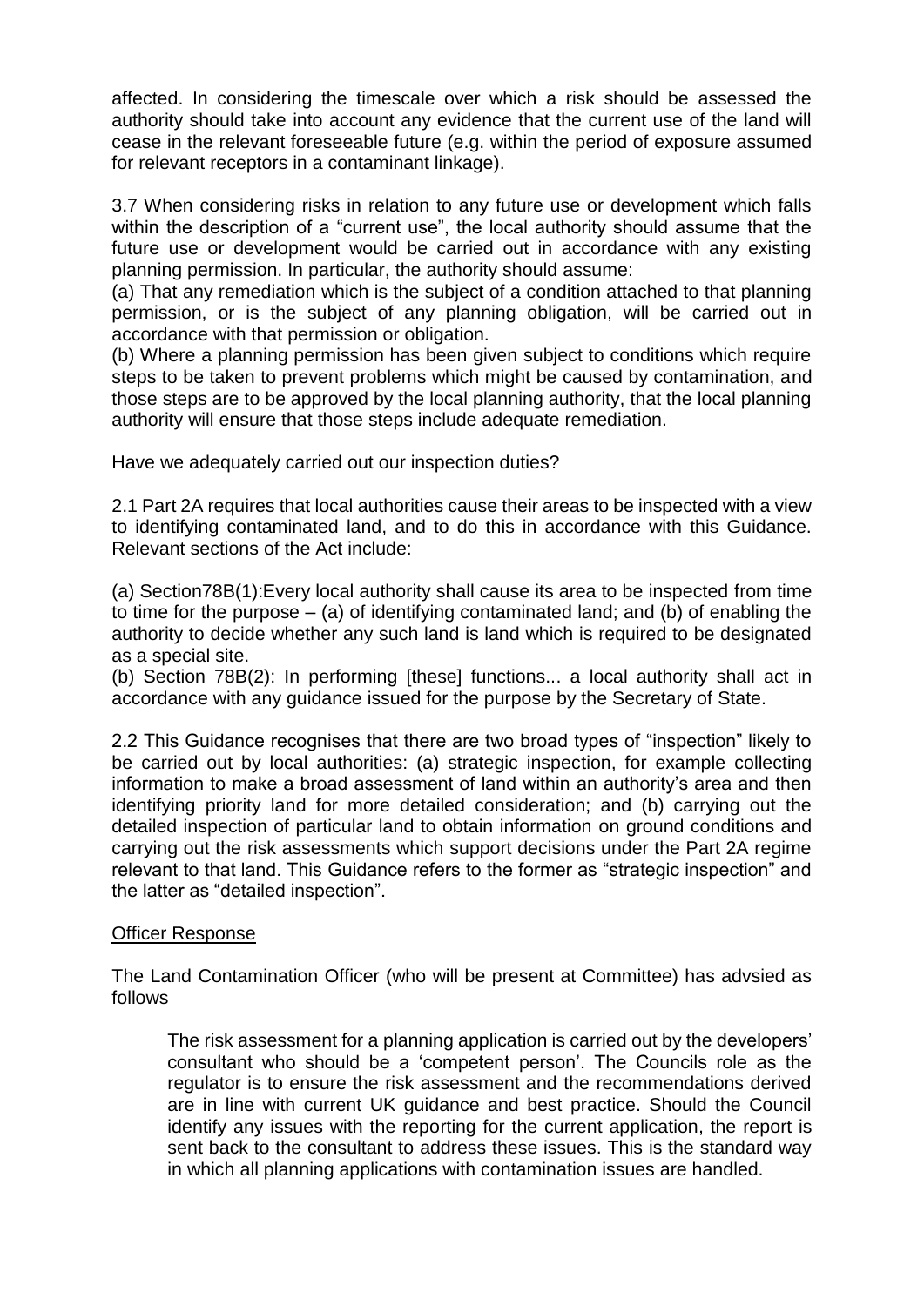affected. In considering the timescale over which a risk should be assessed the authority should take into account any evidence that the current use of the land will cease in the relevant foreseeable future (e.g. within the period of exposure assumed for relevant receptors in a contaminant linkage).

3.7 When considering risks in relation to any future use or development which falls within the description of a "current use", the local authority should assume that the future use or development would be carried out in accordance with any existing planning permission. In particular, the authority should assume:
(a) That any remediation which is the subject of a condition attached to that planning permission, or is the subject of any planning obligation, will be carried out in accordance with that permission or obligation.
(b) Where a planning permission has been given subject to conditions which require steps to be taken to prevent problems which might be caused by contamination, and those steps are to be approved by the local planning authority, that the local planning authority will ensure that those steps include adequate remediation.

Have we adequately carried out our inspection duties?

2.1 Part 2A requires that local authorities cause their areas to be inspected with a view to identifying contaminated land, and to do this in accordance with this Guidance. Relevant sections of the Act include:

(a) Section78B(1):Every local authority shall cause its area to be inspected from time to time for the purpose – (a) of identifying contaminated land; and (b) of enabling the authority to decide whether any such land is land which is required to be designated as a special site.
(b) Section 78B(2): In performing [these] functions... a local authority shall act in accordance with any guidance issued for the purpose by the Secretary of State.

2.2 This Guidance recognises that there are two broad types of "inspection" likely to be carried out by local authorities: (a) strategic inspection, for example collecting information to make a broad assessment of land within an authority's area and then identifying priority land for more detailed consideration; and (b) carrying out the detailed inspection of particular land to obtain information on ground conditions and carrying out the risk assessments which support decisions under the Part 2A regime relevant to that land. This Guidance refers to the former as "strategic inspection" and the latter as "detailed inspection".

<u>Officer Response</u>

The Land Contamination Officer (who will be present at Committee) has advsied as follows

> The risk assessment for a planning application is carried out by the developers' consultant who should be a 'competent person'. The Councils role as the regulator is to ensure the risk assessment and the recommendations derived are in line with current UK guidance and best practice. Should the Council identify any issues with the reporting for the current application, the report is sent back to the consultant to address these issues. This is the standard way in which all planning applications with contamination issues are handled.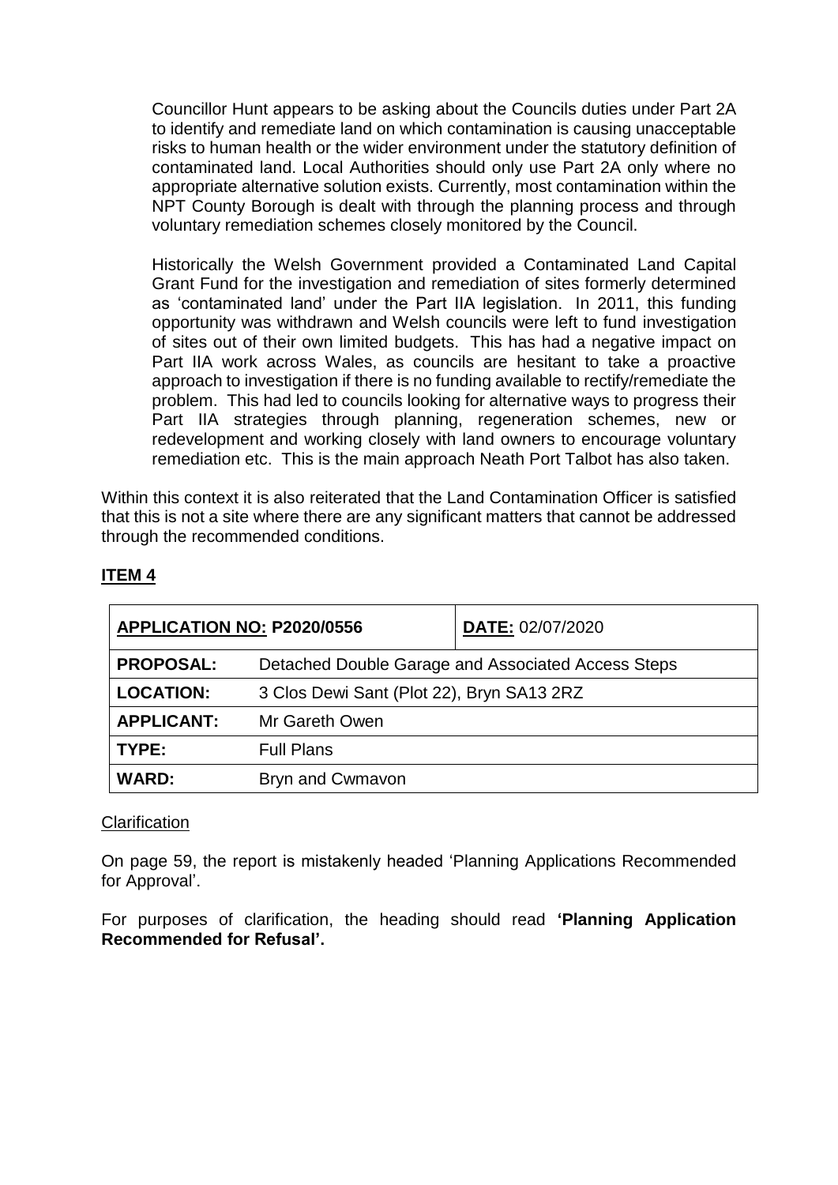Councillor Hunt appears to be asking about the Councils duties under Part 2A to identify and remediate land on which contamination is causing unacceptable risks to human health or the wider environment under the statutory definition of contaminated land. Local Authorities should only use Part 2A only where no appropriate alternative solution exists. Currently, most contamination within the NPT County Borough is dealt with through the planning process and through voluntary remediation schemes closely monitored by the Council.

Historically the Welsh Government provided a Contaminated Land Capital Grant Fund for the investigation and remediation of sites formerly determined as 'contaminated land' under the Part IIA legislation. In 2011, this funding opportunity was withdrawn and Welsh councils were left to fund investigation of sites out of their own limited budgets. This has had a negative impact on Part IIA work across Wales, as councils are hesitant to take a proactive approach to investigation if there is no funding available to rectify/remediate the problem. This had led to councils looking for alternative ways to progress their Part IIA strategies through planning, regeneration schemes, new or redevelopment and working closely with land owners to encourage voluntary remediation etc. This is the main approach Neath Port Talbot has also taken.

Within this context it is also reiterated that the Land Contamination Officer is satisfied that this is not a site where there are any significant matters that cannot be addressed through the recommended conditions.

## ITEM 4

| | | |
|---|---|---|
| **APPLICATION NO: P2020/0556** | | **DATE:** 02/07/2020 |
| **PROPOSAL:** | Detached Double Garage and Associated Access Steps | |
| **LOCATION:** | 3 Clos Dewi Sant (Plot 22), Bryn SA13 2RZ | |
| **APPLICANT:** | Mr Gareth Owen | |
| **TYPE:** | Full Plans | |
| **WARD:** | Bryn and Cwmavon | |

Clarification

On page 59, the report is mistakenly headed 'Planning Applications Recommended for Approval'.

For purposes of clarification, the heading should read **'Planning Application Recommended for Refusal'.**